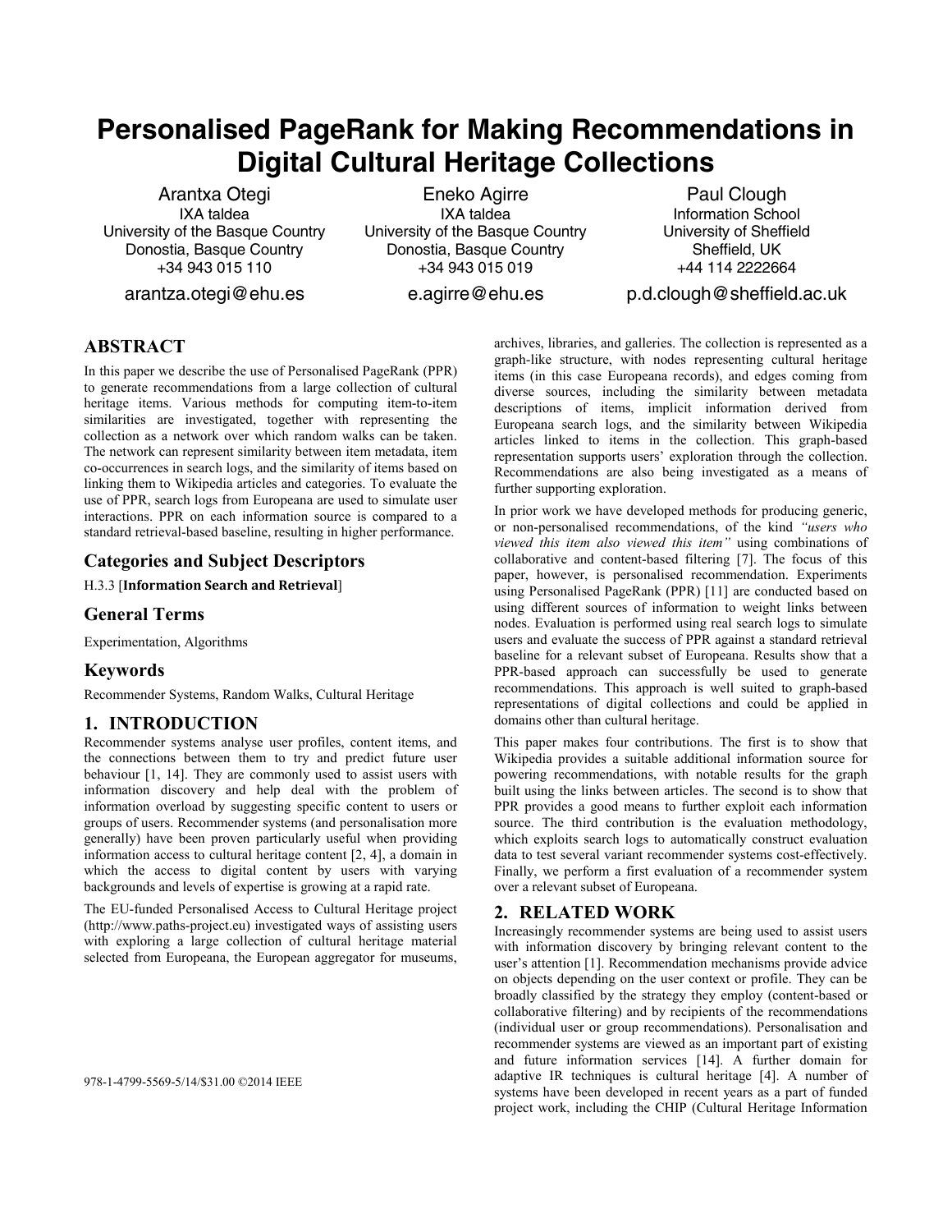# Personalised PageRank for Making Recommendations in Digital Cultural Heritage Collections

Arantxa Otegi
IXA taldea
University of the Basque Country
Donostia, Basque Country
+34 943 015 110
arantza.otegi@ehu.es

Eneko Agirre
IXA taldea
University of the Basque Country
Donostia, Basque Country
+34 943 015 019
e.agirre@ehu.es

Paul Clough
Information School
University of Sheffield
Sheffield, UK
+44 114 2222664
p.d.clough@sheffield.ac.uk

## ABSTRACT

In this paper we describe the use of Personalised PageRank (PPR) to generate recommendations from a large collection of cultural heritage items. Various methods for computing item-to-item similarities are investigated, together with representing the collection as a network over which random walks can be taken. The network can represent similarity between item metadata, item co-occurrences in search logs, and the similarity of items based on linking them to Wikipedia articles and categories. To evaluate the use of PPR, search logs from Europeana are used to simulate user interactions. PPR on each information source is compared to a standard retrieval-based baseline, resulting in higher performance.

### Categories and Subject Descriptors

H.3.3 [**Information Search and Retrieval**]

### General Terms

Experimentation, Algorithms

### Keywords

Recommender Systems, Random Walks, Cultural Heritage

## 1. INTRODUCTION

Recommender systems analyse user profiles, content items, and the connections between them to try and predict future user behaviour [1, 14]. They are commonly used to assist users with information discovery and help deal with the problem of information overload by suggesting specific content to users or groups of users. Recommender systems (and personalisation more generally) have been proven particularly useful when providing information access to cultural heritage content [2, 4], a domain in which the access to digital content by users with varying backgrounds and levels of expertise is growing at a rapid rate.

The EU-funded Personalised Access to Cultural Heritage project (http://www.paths-project.eu) investigated ways of assisting users with exploring a large collection of cultural heritage material selected from Europeana, the European aggregator for museums, archives, libraries, and galleries. The collection is represented as a graph-like structure, with nodes representing cultural heritage items (in this case Europeana records), and edges coming from diverse sources, including the similarity between metadata descriptions of items, implicit information derived from Europeana search logs, and the similarity between Wikipedia articles linked to items in the collection. This graph-based representation supports users' exploration through the collection. Recommendations are also being investigated as a means of further supporting exploration.

In prior work we have developed methods for producing generic, or non-personalised recommendations, of the kind *"users who viewed this item also viewed this item"* using combinations of collaborative and content-based filtering [7]. The focus of this paper, however, is personalised recommendation. Experiments using Personalised PageRank (PPR) [11] are conducted based on using different sources of information to weight links between nodes. Evaluation is performed using real search logs to simulate users and evaluate the success of PPR against a standard retrieval baseline for a relevant subset of Europeana. Results show that a PPR-based approach can successfully be used to generate recommendations. This approach is well suited to graph-based representations of digital collections and could be applied in domains other than cultural heritage.

This paper makes four contributions. The first is to show that Wikipedia provides a suitable additional information source for powering recommendations, with notable results for the graph built using the links between articles. The second is to show that PPR provides a good means to further exploit each information source. The third contribution is the evaluation methodology, which exploits search logs to automatically construct evaluation data to test several variant recommender systems cost-effectively. Finally, we perform a first evaluation of a recommender system over a relevant subset of Europeana.

## 2. RELATED WORK

Increasingly recommender systems are being used to assist users with information discovery by bringing relevant content to the user's attention [1]. Recommendation mechanisms provide advice on objects depending on the user context or profile. They can be broadly classified by the strategy they employ (content-based or collaborative filtering) and by recipients of the recommendations (individual user or group recommendations). Personalisation and recommender systems are viewed as an important part of existing and future information services [14]. A further domain for adaptive IR techniques is cultural heritage [4]. A number of systems have been developed in recent years as a part of funded project work, including the CHIP (Cultural Heritage Information

978-1-4799-5569-5/14/$31.00 ©2014 IEEE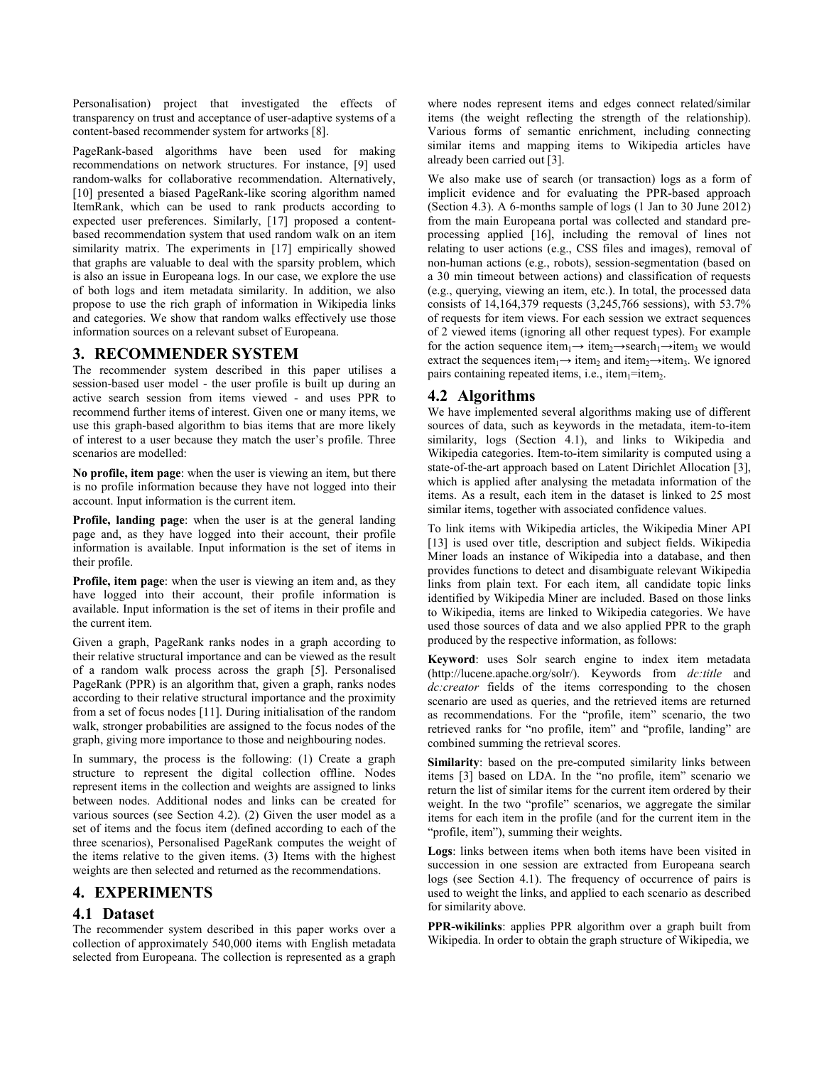Personalisation) project that investigated the effects of transparency on trust and acceptance of user-adaptive systems of a content-based recommender system for artworks [8].

PageRank-based algorithms have been used for making recommendations on network structures. For instance, [9] used random-walks for collaborative recommendation. Alternatively, [10] presented a biased PageRank-like scoring algorithm named ItemRank, which can be used to rank products according to expected user preferences. Similarly, [17] proposed a content-based recommendation system that used random walk on an item similarity matrix. The experiments in [17] empirically showed that graphs are valuable to deal with the sparsity problem, which is also an issue in Europeana logs. In our case, we explore the use of both logs and item metadata similarity. In addition, we also propose to use the rich graph of information in Wikipedia links and categories. We show that random walks effectively use those information sources on a relevant subset of Europeana.

# 3. RECOMMENDER SYSTEM

The recommender system described in this paper utilises a session-based user model - the user profile is built up during an active search session from items viewed - and uses PPR to recommend further items of interest. Given one or many items, we use this graph-based algorithm to bias items that are more likely of interest to a user because they match the user's profile. Three scenarios are modelled:

**No profile, item page**: when the user is viewing an item, but there is no profile information because they have not logged into their account. Input information is the current item.

**Profile, landing page**: when the user is at the general landing page and, as they have logged into their account, their profile information is available. Input information is the set of items in their profile.

**Profile, item page**: when the user is viewing an item and, as they have logged into their account, their profile information is available. Input information is the set of items in their profile and the current item.

Given a graph, PageRank ranks nodes in a graph according to their relative structural importance and can be viewed as the result of a random walk process across the graph [5]. Personalised PageRank (PPR) is an algorithm that, given a graph, ranks nodes according to their relative structural importance and the proximity from a set of focus nodes [11]. During initialisation of the random walk, stronger probabilities are assigned to the focus nodes of the graph, giving more importance to those and neighbouring nodes.

In summary, the process is the following: (1) Create a graph structure to represent the digital collection offline. Nodes represent items in the collection and weights are assigned to links between nodes. Additional nodes and links can be created for various sources (see Section 4.2). (2) Given the user model as a set of items and the focus item (defined according to each of the three scenarios), Personalised PageRank computes the weight of the items relative to the given items. (3) Items with the highest weights are then selected and returned as the recommendations.

# 4. EXPERIMENTS

## 4.1 Dataset

The recommender system described in this paper works over a collection of approximately 540,000 items with English metadata selected from Europeana. The collection is represented as a graph where nodes represent items and edges connect related/similar items (the weight reflecting the strength of the relationship). Various forms of semantic enrichment, including connecting similar items and mapping items to Wikipedia articles have already been carried out [3].

We also make use of search (or transaction) logs as a form of implicit evidence and for evaluating the PPR-based approach (Section 4.3). A 6-months sample of logs (1 Jan to 30 June 2012) from the main Europeana portal was collected and standard pre-processing applied [16], including the removal of lines not relating to user actions (e.g., CSS files and images), removal of non-human actions (e.g., robots), session-segmentation (based on a 30 min timeout between actions) and classification of requests (e.g., querying, viewing an item, etc.). In total, the processed data consists of 14,164,379 requests (3,245,766 sessions), with 53.7% of requests for item views. For each session we extract sequences of 2 viewed items (ignoring all other request types). For example for the action sequence $item_1 \rightarrow item_2 \rightarrow search_1 \rightarrow item_3$ we would extract the sequences $item_1 \rightarrow item_2$ and $item_2 \rightarrow item_3$. We ignored pairs containing repeated items, i.e., $item_1 = item_2$.

## 4.2 Algorithms

We have implemented several algorithms making use of different sources of data, such as keywords in the metadata, item-to-item similarity, logs (Section 4.1), and links to Wikipedia and Wikipedia categories. Item-to-item similarity is computed using a state-of-the-art approach based on Latent Dirichlet Allocation [3], which is applied after analysing the metadata information of the items. As a result, each item in the dataset is linked to 25 most similar items, together with associated confidence values.

To link items with Wikipedia articles, the Wikipedia Miner API [13] is used over title, description and subject fields. Wikipedia Miner loads an instance of Wikipedia into a database, and then provides functions to detect and disambiguate relevant Wikipedia links from plain text. For each item, all candidate topic links identified by Wikipedia Miner are included. Based on those links to Wikipedia, items are linked to Wikipedia categories. We have used those sources of data and we also applied PPR to the graph produced by the respective information, as follows:

**Keyword**: uses Solr search engine to index item metadata (http://lucene.apache.org/solr/). Keywords from *dc:title* and *dc:creator* fields of the items corresponding to the chosen scenario are used as queries, and the retrieved items are returned as recommendations. For the "profile, item" scenario, the two retrieved ranks for "no profile, item" and "profile, landing" are combined summing the retrieval scores.

**Similarity**: based on the pre-computed similarity links between items [3] based on LDA. In the "no profile, item" scenario we return the list of similar items for the current item ordered by their weight. In the two "profile" scenarios, we aggregate the similar items for each item in the profile (and for the current item in the "profile, item"), summing their weights.

**Logs**: links between items when both items have been visited in succession in one session are extracted from Europeana search logs (see Section 4.1). The frequency of occurrence of pairs is used to weight the links, and applied to each scenario as described for similarity above.

**PPR-wikilinks**: applies PPR algorithm over a graph built from Wikipedia. In order to obtain the graph structure of Wikipedia, we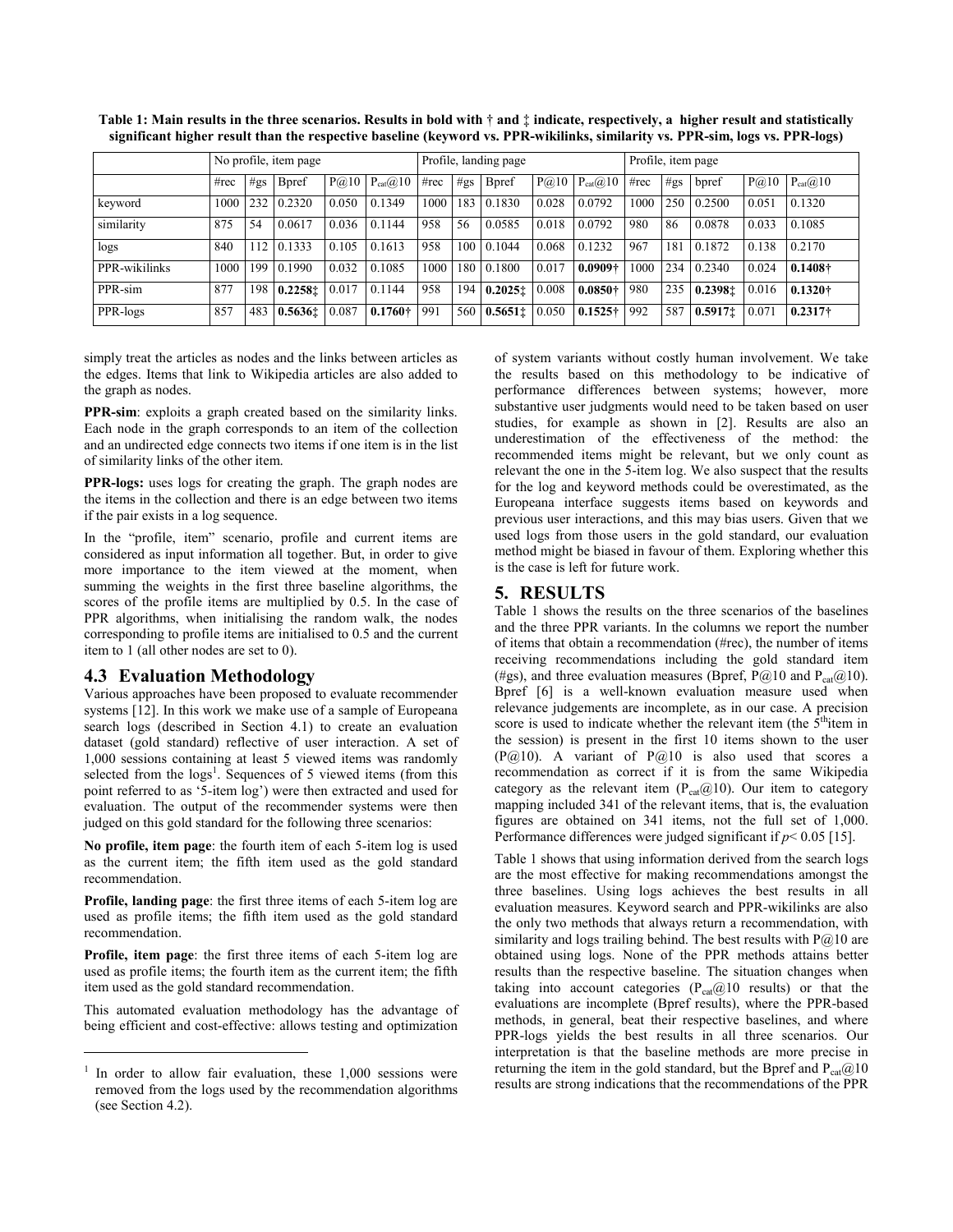**Table 1: Main results in the three scenarios. Results in bold with † and ‡ indicate, respectively, a higher result and statistically significant higher result than the respective baseline (keyword vs. PPR-wikilinks, similarity vs. PPR-sim, logs vs. PPR-logs)**

| | No profile, item page | | | | | Profile, landing page | | | | | Profile, item page | | | | |
|---|---|---|---|---|---|---|---|---|---|---|---|---|---|---|---|
| | #rec | #gs | Bpref | P@10 | $P_{cat}$@10 | #rec | #gs | Bpref | P@10 | $P_{cat}$@10 | #rec | #gs | bpref | P@10 | $P_{cat}$@10 |
| keyword | 1000 | 232 | 0.2320 | 0.050 | 0.1349 | 1000 | 183 | 0.1830 | 0.028 | 0.0792 | 1000 | 250 | 0.2500 | 0.051 | 0.1320 |
| similarity | 875 | 54 | 0.0617 | 0.036 | 0.1144 | 958 | 56 | 0.0585 | 0.018 | 0.0792 | 980 | 86 | 0.0878 | 0.033 | 0.1085 |
| logs | 840 | 112 | 0.1333 | 0.105 | 0.1613 | 958 | 100 | 0.1044 | 0.068 | 0.1232 | 967 | 181 | 0.1872 | 0.138 | 0.2170 |
| PPR-wikilinks | 1000 | 199 | 0.1990 | 0.032 | 0.1085 | 1000 | 180 | 0.1800 | 0.017 | **0.0909†** | 1000 | 234 | 0.2340 | 0.024 | **0.1408†** |
| PPR-sim | 877 | 198 | **0.2258‡** | 0.017 | 0.1144 | 958 | 194 | **0.2025‡** | 0.008 | **0.0850†** | 980 | 235 | **0.2398‡** | 0.016 | **0.1320†** |
| PPR-logs | 857 | 483 | **0.5636‡** | 0.087 | **0.1760†** | 991 | 560 | **0.5651‡** | 0.050 | **0.1525†** | 992 | 587 | **0.5917‡** | 0.071 | **0.2317†** |

simply treat the articles as nodes and the links between articles as the edges. Items that link to Wikipedia articles are also added to the graph as nodes.

**PPR-sim**: exploits a graph created based on the similarity links. Each node in the graph corresponds to an item of the collection and an undirected edge connects two items if one item is in the list of similarity links of the other item.

**PPR-logs:** uses logs for creating the graph. The graph nodes are the items in the collection and there is an edge between two items if the pair exists in a log sequence.

In the "profile, item" scenario, profile and current items are considered as input information all together. But, in order to give more importance to the item viewed at the moment, when summing the weights in the first three baseline algorithms, the scores of the profile items are multiplied by 0.5. In the case of PPR algorithms, when initialising the random walk, the nodes corresponding to profile items are initialised to 0.5 and the current item to 1 (all other nodes are set to 0).

## 4.3 Evaluation Methodology

Various approaches have been proposed to evaluate recommender systems [12]. In this work we make use of a sample of Europeana search logs (described in Section 4.1) to create an evaluation dataset (gold standard) reflective of user interaction. A set of 1,000 sessions containing at least 5 viewed items was randomly selected from the logs[1]. Sequences of 5 viewed items (from this point referred to as '5-item log') were then extracted and used for evaluation. The output of the recommender systems were then judged on this gold standard for the following three scenarios:

**No profile, item page**: the fourth item of each 5-item log is used as the current item; the fifth item used as the gold standard recommendation.

**Profile, landing page**: the first three items of each 5-item log are used as profile items; the fifth item used as the gold standard recommendation.

**Profile, item page**: the first three items of each 5-item log are used as profile items; the fourth item as the current item; the fifth item used as the gold standard recommendation.

This automated evaluation methodology has the advantage of being efficient and cost-effective: allows testing and optimization of system variants without costly human involvement. We take the results based on this methodology to be indicative of performance differences between systems; however, more substantive user judgments would need to be taken based on user studies, for example as shown in [2]. Results are also an underestimation of the effectiveness of the method: the recommended items might be relevant, but we only count as relevant the one in the 5-item log. We also suspect that the results for the log and keyword methods could be overestimated, as the Europeana interface suggests items based on keywords and previous user interactions, and this may bias users. Given that we used logs from those users in the gold standard, our evaluation method might be biased in favour of them. Exploring whether this is the case is left for future work.

[1] In order to allow fair evaluation, these 1,000 sessions were removed from the logs used by the recommendation algorithms (see Section 4.2).

# 5. RESULTS

Table 1 shows the results on the three scenarios of the baselines and the three PPR variants. In the columns we report the number of items that obtain a recommendation (#rec), the number of items receiving recommendations including the gold standard item (#gs), and three evaluation measures (Bpref, P@10 and $P_{cat}$@10). Bpref [6] is a well-known evaluation measure used when relevance judgements are incomplete, as in our case. A precision score is used to indicate whether the relevant item (the 5[th]item in the session) is present in the first 10 items shown to the user (P@10). A variant of P@10 is also used that scores a recommendation as correct if it is from the same Wikipedia category as the relevant item ($P_{cat}$@10). Our item to category mapping included 341 of the relevant items, that is, the evaluation figures are obtained on 341 items, not the full set of 1,000. Performance differences were judged significant if $p< 0.05$ [15].

Table 1 shows that using information derived from the search logs are the most effective for making recommendations amongst the three baselines. Using logs achieves the best results in all evaluation measures. Keyword search and PPR-wikilinks are also the only two methods that always return a recommendation, with similarity and logs trailing behind. The best results with P@10 are obtained using logs. None of the PPR methods attains better results than the respective baseline. The situation changes when taking into account categories ($P_{cat}$@10 results) or that the evaluations are incomplete (Bpref results), where the PPR-based methods, in general, beat their respective baselines, and where PPR-logs yields the best results in all three scenarios. Our interpretation is that the baseline methods are more precise in returning the item in the gold standard, but the Bpref and $P_{cat}$@10 results are strong indications that the recommendations of the PPR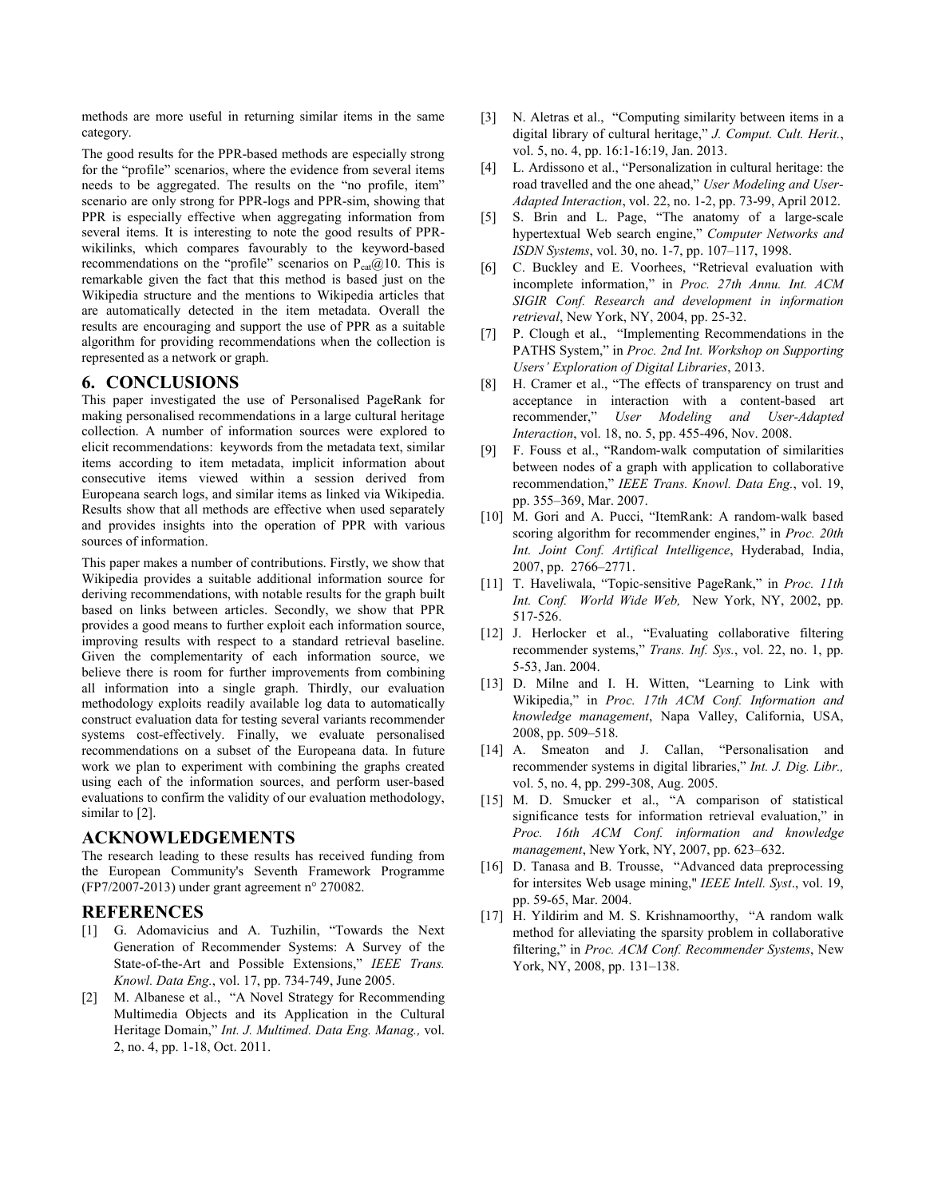methods are more useful in returning similar items in the same category.

The good results for the PPR-based methods are especially strong for the "profile" scenarios, where the evidence from several items needs to be aggregated. The results on the "no profile, item" scenario are only strong for PPR-logs and PPR-sim, showing that PPR is especially effective when aggregating information from several items. It is interesting to note the good results of PPR-wikilinks, which compares favourably to the keyword-based recommendations on the "profile" scenarios on $P_{cat}@10$. This is remarkable given the fact that this method is based just on the Wikipedia structure and the mentions to Wikipedia articles that are automatically detected in the item metadata. Overall the results are encouraging and support the use of PPR as a suitable algorithm for providing recommendations when the collection is represented as a network or graph.

# 6. CONCLUSIONS

This paper investigated the use of Personalised PageRank for making personalised recommendations in a large cultural heritage collection. A number of information sources were explored to elicit recommendations: keywords from the metadata text, similar items according to item metadata, implicit information about consecutive items viewed within a session derived from Europeana search logs, and similar items as linked via Wikipedia. Results show that all methods are effective when used separately and provides insights into the operation of PPR with various sources of information.

This paper makes a number of contributions. Firstly, we show that Wikipedia provides a suitable additional information source for deriving recommendations, with notable results for the graph built based on links between articles. Secondly, we show that PPR provides a good means to further exploit each information source, improving results with respect to a standard retrieval baseline. Given the complementarity of each information source, we believe there is room for further improvements from combining all information into a single graph. Thirdly, our evaluation methodology exploits readily available log data to automatically construct evaluation data for testing several variants recommender systems cost-effectively. Finally, we evaluate personalised recommendations on a subset of the Europeana data. In future work we plan to experiment with combining the graphs created using each of the information sources, and perform user-based evaluations to confirm the validity of our evaluation methodology, similar to [2].

# ACKNOWLEDGEMENTS

The research leading to these results has received funding from the European Community's Seventh Framework Programme (FP7/2007-2013) under grant agreement n° 270082.

# REFERENCES

[1] G. Adomavicius and A. Tuzhilin, "Towards the Next Generation of Recommender Systems: A Survey of the State-of-the-Art and Possible Extensions," *IEEE Trans. Knowl. Data Eng.*, vol. 17, pp. 734-749, June 2005.

[2] M. Albanese et al., "A Novel Strategy for Recommending Multimedia Objects and its Application in the Cultural Heritage Domain," *Int. J. Multimed. Data Eng. Manag.,* vol. 2, no. 4, pp. 1-18, Oct. 2011.

[3] N. Aletras et al., "Computing similarity between items in a digital library of cultural heritage," *J. Comput. Cult. Herit.*, vol. 5, no. 4, pp. 16:1-16:19, Jan. 2013.

[4] L. Ardissono et al., "Personalization in cultural heritage: the road travelled and the one ahead," *User Modeling and User-Adapted Interaction*, vol. 22, no. 1-2, pp. 73-99, April 2012.

[5] S. Brin and L. Page, "The anatomy of a large-scale hypertextual Web search engine," *Computer Networks and ISDN Systems*, vol. 30, no. 1-7, pp. 107–117, 1998.

[6] C. Buckley and E. Voorhees, "Retrieval evaluation with incomplete information," in *Proc. 27th Annu. Int. ACM SIGIR Conf. Research and development in information retrieval*, New York, NY, 2004, pp. 25-32.

[7] P. Clough et al., "Implementing Recommendations in the PATHS System," in *Proc. 2nd Int. Workshop on Supporting Users' Exploration of Digital Libraries*, 2013.

[8] H. Cramer et al., "The effects of transparency on trust and acceptance in interaction with a content-based art recommender," *User Modeling and User-Adapted Interaction*, vol. 18, no. 5, pp. 455-496, Nov. 2008.

[9] F. Fouss et al., "Random-walk computation of similarities between nodes of a graph with application to collaborative recommendation," *IEEE Trans. Knowl. Data Eng.*, vol. 19, pp. 355–369, Mar. 2007.

[10] M. Gori and A. Pucci, "ItemRank: A random-walk based scoring algorithm for recommender engines," in *Proc. 20th Int. Joint Conf. Artifical Intelligence*, Hyderabad, India, 2007, pp. 2766–2771.

[11] T. Haveliwala, "Topic-sensitive PageRank," in *Proc. 11th Int. Conf. World Wide Web,* New York, NY, 2002, pp. 517-526.

[12] J. Herlocker et al., "Evaluating collaborative filtering recommender systems," *Trans. Inf. Sys.*, vol. 22, no. 1, pp. 5-53, Jan. 2004.

[13] D. Milne and I. H. Witten, "Learning to Link with Wikipedia," in *Proc. 17th ACM Conf. Information and knowledge management*, Napa Valley, California, USA, 2008, pp. 509–518.

[14] A. Smeaton and J. Callan, "Personalisation and recommender systems in digital libraries," *Int. J. Dig. Libr.,* vol. 5, no. 4, pp. 299-308, Aug. 2005.

[15] M. D. Smucker et al., "A comparison of statistical significance tests for information retrieval evaluation," in *Proc. 16th ACM Conf. information and knowledge management*, New York, NY, 2007, pp. 623–632.

[16] D. Tanasa and B. Trousse, "Advanced data preprocessing for intersites Web usage mining," *IEEE Intell. Syst*., vol. 19, pp. 59-65, Mar. 2004.

[17] H. Yildirim and M. S. Krishnamoorthy, "A random walk method for alleviating the sparsity problem in collaborative filtering," in *Proc. ACM Conf. Recommender Systems*, New York, NY, 2008, pp. 131–138.